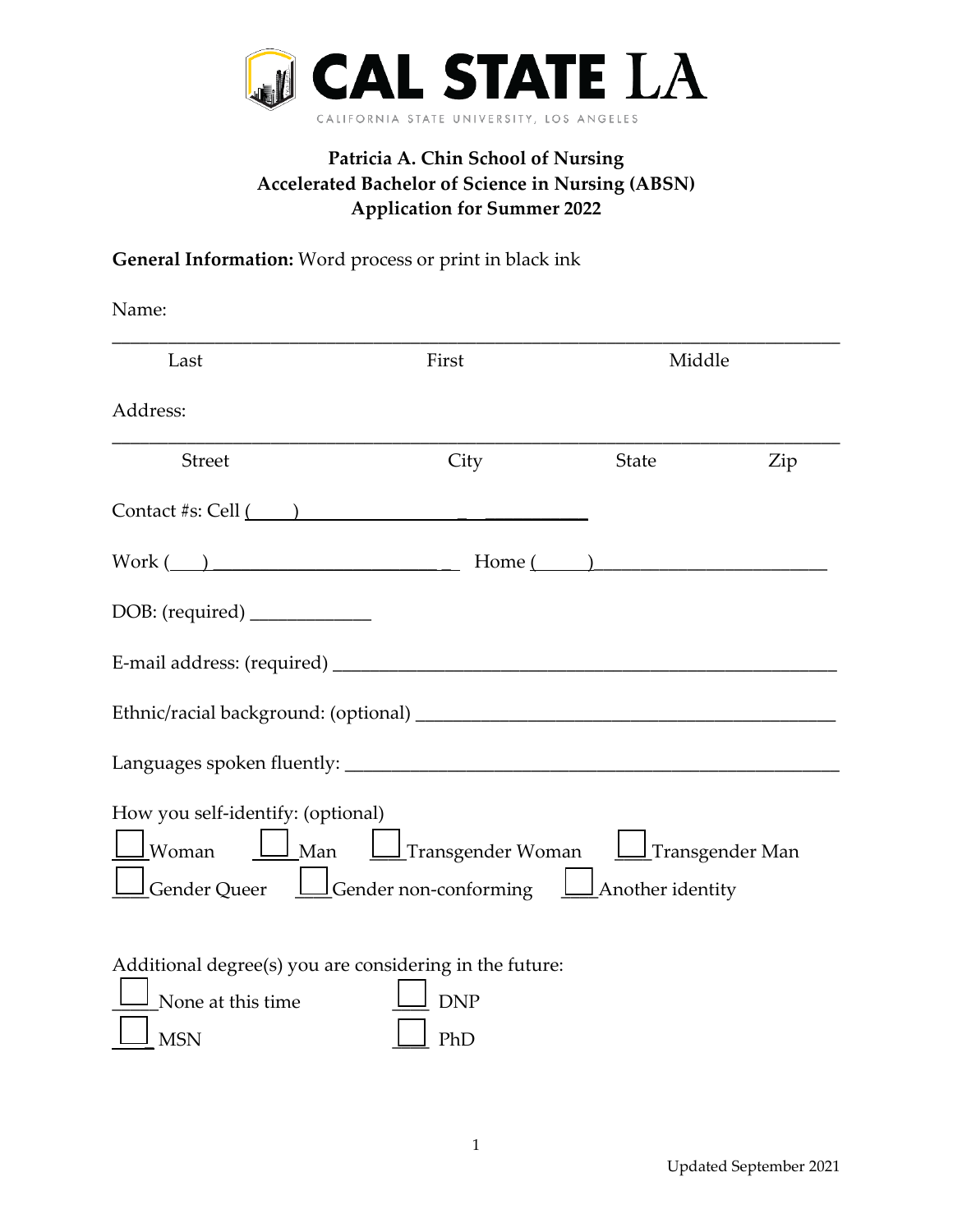**CAL STATE LA**

CALIFORNIA STATE UNIVERSITY, LOS ANGELES

## Patricia A. Chin School of Nursing
## Accelerated Bachelor of Science in Nursing (ABSN)
## Application for Summer 2022

**General Information:** Word process or print in black ink

Name:

_______________________________________________________________

Last First Middle

Address:

_______________________________________________________________

Street City State Zip

Contact #s: Cell (____) ______________________

Work (___) _________________________ Home (_____)_________________________

DOB: (required) _____________

E-mail address: (required) _______________________________________________

Ethnic/racial background: (optional) _________________________________________

Languages spoken fluently: _______________________________________________

How you self-identify: (optional)

☐ Woman ☐ Man ☐ Transgender Woman ☐ Transgender Man

☐ Gender Queer ☐ Gender non-conforming ☐ Another identity

Additional degree(s) you are considering in the future:

☐ None at this time ☐ DNP

☐ MSN ☐ PhD

Updated September 2021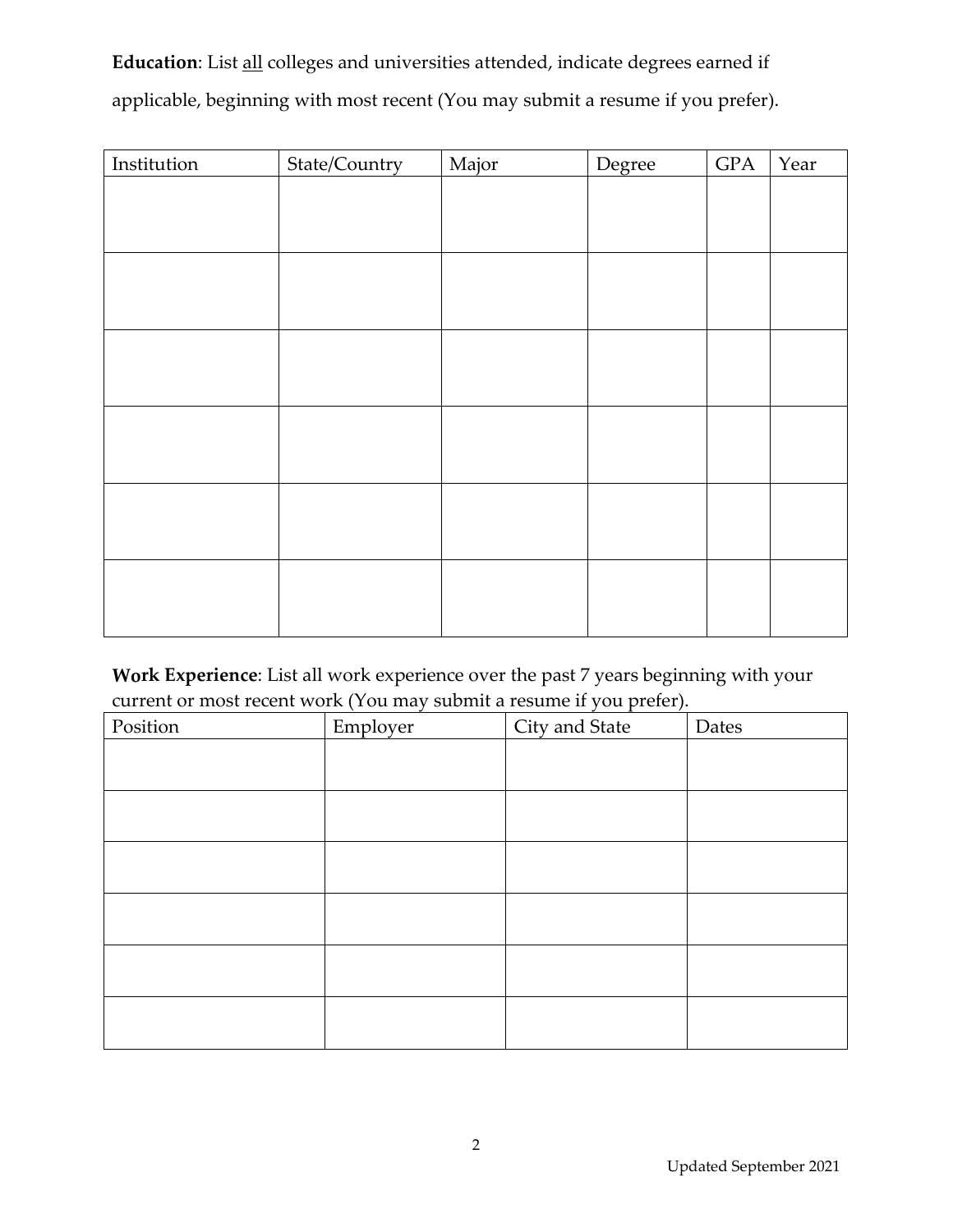**Education**: List <u>all</u> colleges and universities attended, indicate degrees earned if applicable, beginning with most recent (You may submit a resume if you prefer).

| Institution | State/Country | Major | Degree | GPA | Year |
|---|---|---|---|---|---|
| | | | | | |
| | | | | | |
| | | | | | |
| | | | | | |
| | | | | | |
| | | | | | |

**Work Experience**: List all work experience over the past 7 years beginning with your current or most recent work (You may submit a resume if you prefer).

| Position | Employer | City and State | Dates |
|---|---|---|---|
| | | | |
| | | | |
| | | | |
| | | | |
| | | | |
| | | | |

Updated September 2021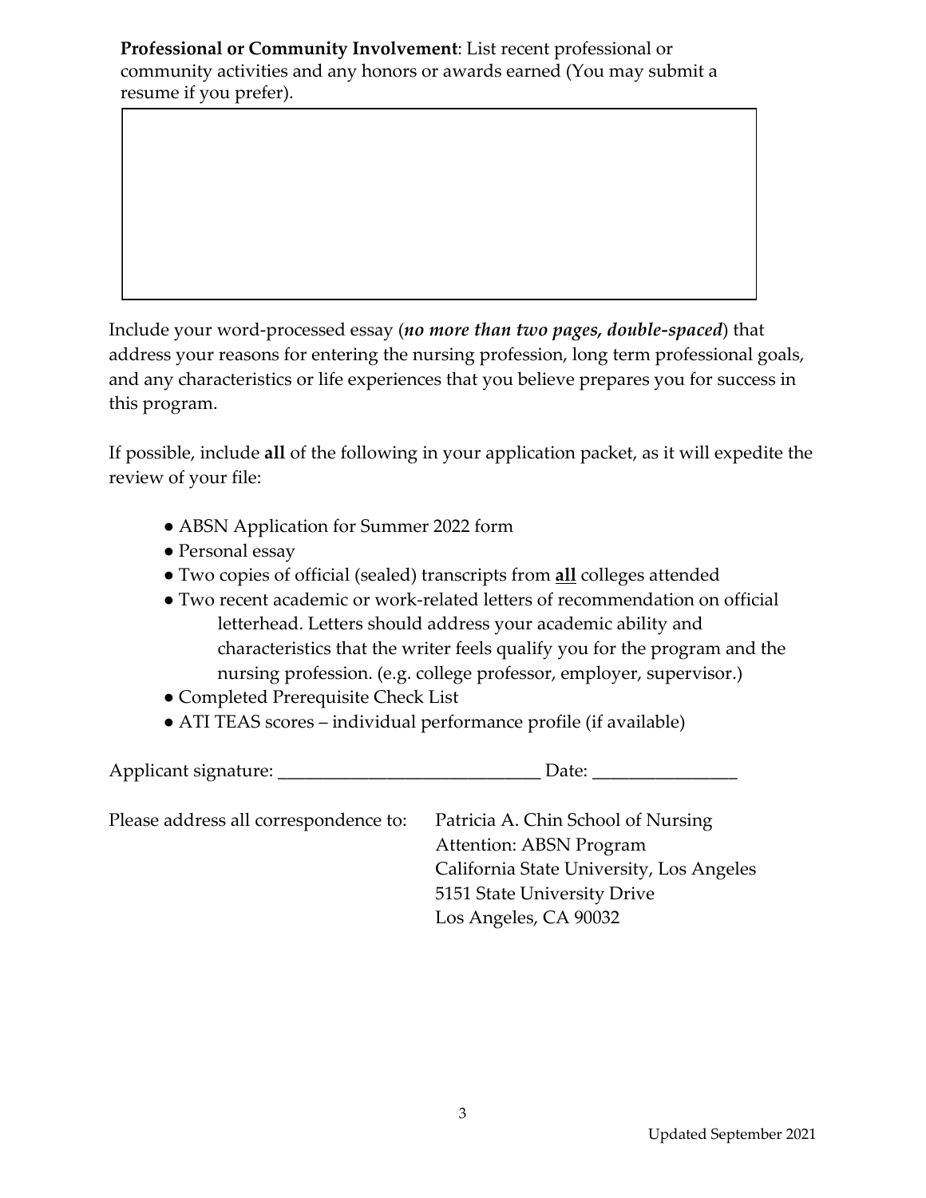**Professional or Community Involvement**: List recent professional or community activities and any honors or awards earned (You may submit a resume if you prefer).

Include your word-processed essay (***no more than two pages, double-spaced***) that address your reasons for entering the nursing profession, long term professional goals, and any characteristics or life experiences that you believe prepares you for success in this program.

If possible, include **all** of the following in your application packet, as it will expedite the review of your file:

- ABSN Application for Summer 2022 form
- Personal essay
- Two copies of official (sealed) transcripts from **all** colleges attended
- Two recent academic or work-related letters of recommendation on official letterhead. Letters should address your academic ability and characteristics that the writer feels qualify you for the program and the nursing profession. (e.g. college professor, employer, supervisor.)
- Completed Prerequisite Check List
- ATI TEAS scores – individual performance profile (if available)

Applicant signature: ____________________________ Date: _______________

Please address all correspondence to:

Patricia A. Chin School of Nursing
Attention: ABSN Program
California State University, Los Angeles
5151 State University Drive
Los Angeles, CA 90032

Updated September 2021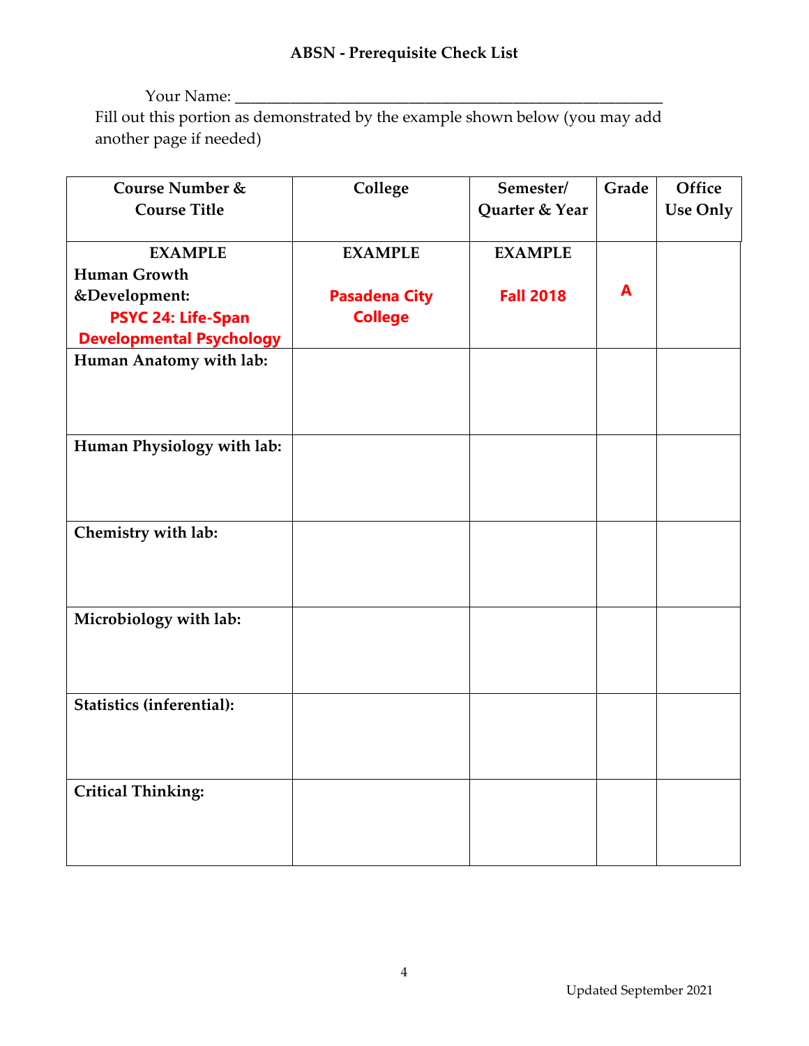## ABSN - Prerequisite Check List

Your Name: ______________________________________________________

Fill out this portion as demonstrated by the example shown below (you may add another page if needed)

| Course Number & Course Title | College | Semester/ Quarter & Year | Grade | Office Use Only |
|---|---|---|---|---|
| **EXAMPLE** **Human Growth &Development:** PSYC 24: Life-Span Developmental Psychology | **EXAMPLE** Pasadena City College | **EXAMPLE** Fall 2018 | A | |
| **Human Anatomy with lab:** | | | | |
| **Human Physiology with lab:** | | | | |
| **Chemistry with lab:** | | | | |
| **Microbiology with lab:** | | | | |
| **Statistics (inferential):** | | | | |
| **Critical Thinking:** | | | | |

Updated September 2021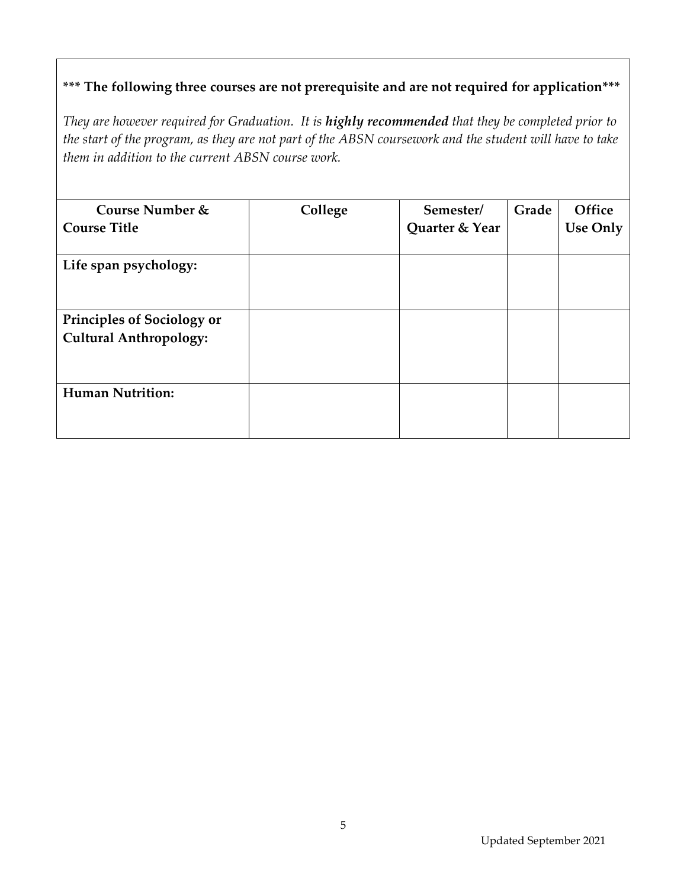**\*\*\* The following three courses are not prerequisite and are not required for application\*\*\***

*They are however required for Graduation. It is **highly recommended** that they be completed prior to the start of the program, as they are not part of the ABSN coursework and the student will have to take them in addition to the current ABSN course work.*

| Course Number & Course Title | College | Semester/ Quarter & Year | Grade | Office Use Only |
|---|---|---|---|---|
| **Life span psychology:** | | | | |
| **Principles of Sociology or Cultural Anthropology:** | | | | |
| **Human Nutrition:** | | | | |

Updated September 2021